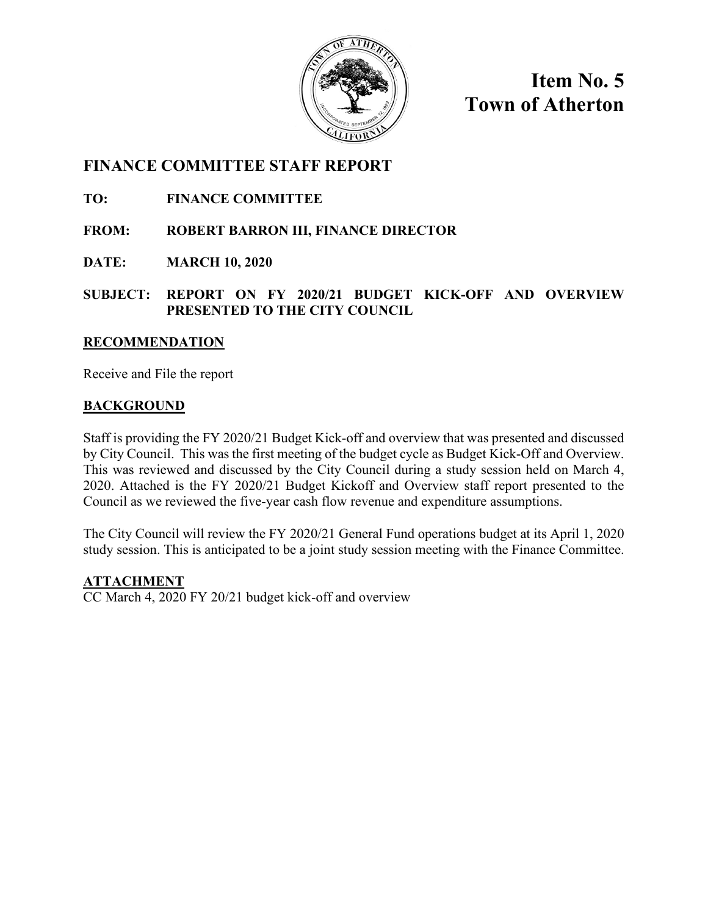# Item No. 5
# Town of Atherton

## FINANCE COMMITTEE STAFF REPORT

**TO:** FINANCE COMMITTEE

**FROM:** ROBERT BARRON III, FINANCE DIRECTOR

**DATE:** MARCH 10, 2020

**SUBJECT:** REPORT ON FY 2020/21 BUDGET KICK-OFF AND OVERVIEW PRESENTED TO THE CITY COUNCIL

### RECOMMENDATION

Receive and File the report

### BACKGROUND

Staff is providing the FY 2020/21 Budget Kick-off and overview that was presented and discussed by City Council. This was the first meeting of the budget cycle as Budget Kick-Off and Overview. This was reviewed and discussed by the City Council during a study session held on March 4, 2020. Attached is the FY 2020/21 Budget Kickoff and Overview staff report presented to the Council as we reviewed the five-year cash flow revenue and expenditure assumptions.

The City Council will review the FY 2020/21 General Fund operations budget at its April 1, 2020 study session. This is anticipated to be a joint study session meeting with the Finance Committee.

### ATTACHMENT

CC March 4, 2020 FY 20/21 budget kick-off and overview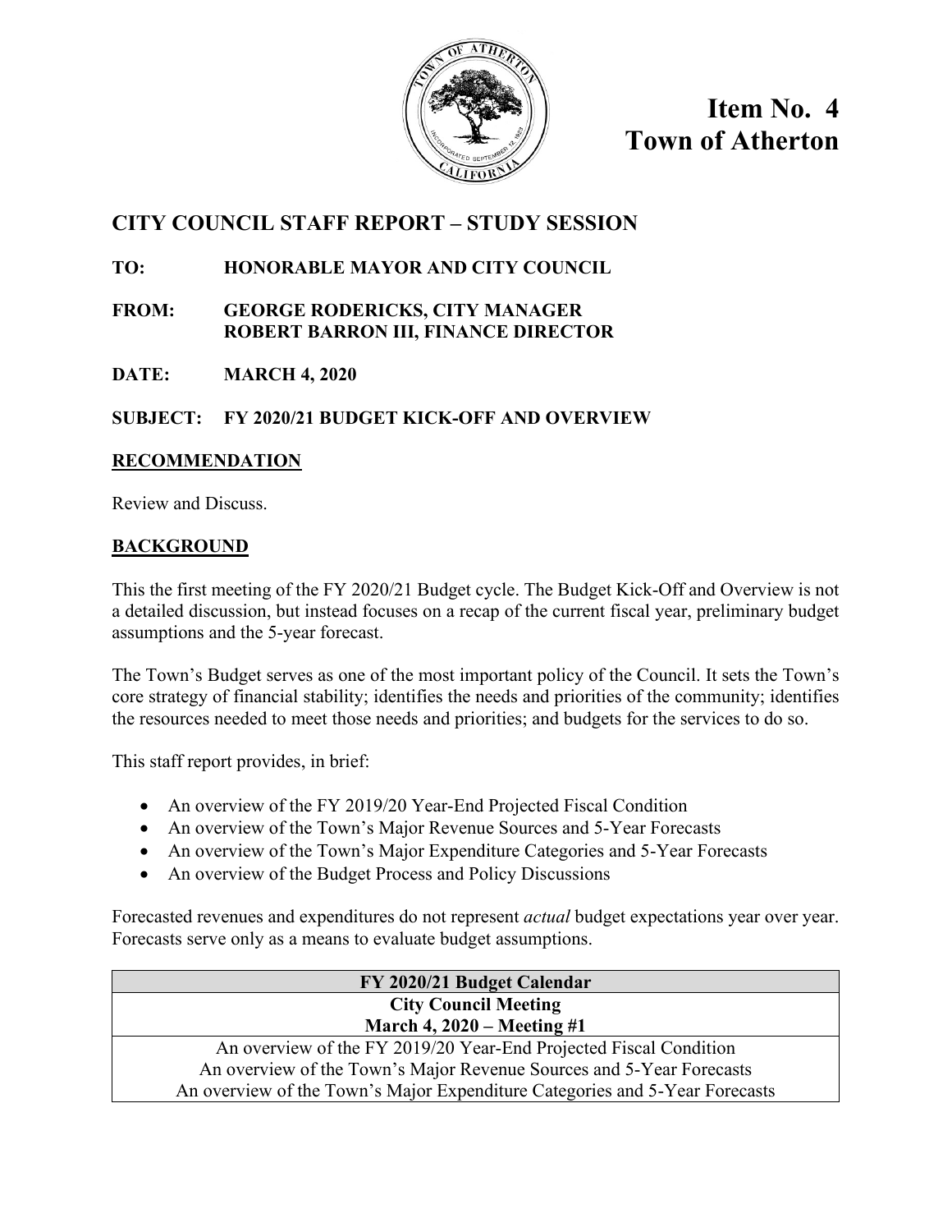**Item No. 4**
**Town of Atherton**

## CITY COUNCIL STAFF REPORT – STUDY SESSION

**TO:** HONORABLE MAYOR AND CITY COUNCIL

**FROM:** GEORGE RODERICKS, CITY MANAGER
ROBERT BARRON III, FINANCE DIRECTOR

**DATE:** MARCH 4, 2020

**SUBJECT: FY 2020/21 BUDGET KICK-OFF AND OVERVIEW**

### RECOMMENDATION

Review and Discuss.

### BACKGROUND

This the first meeting of the FY 2020/21 Budget cycle. The Budget Kick-Off and Overview is not a detailed discussion, but instead focuses on a recap of the current fiscal year, preliminary budget assumptions and the 5-year forecast.

The Town's Budget serves as one of the most important policy of the Council. It sets the Town's core strategy of financial stability; identifies the needs and priorities of the community; identifies the resources needed to meet those needs and priorities; and budgets for the services to do so.

This staff report provides, in brief:

- An overview of the FY 2019/20 Year-End Projected Fiscal Condition
- An overview of the Town's Major Revenue Sources and 5-Year Forecasts
- An overview of the Town's Major Expenditure Categories and 5-Year Forecasts
- An overview of the Budget Process and Policy Discussions

Forecasted revenues and expenditures do not represent *actual* budget expectations year over year. Forecasts serve only as a means to evaluate budget assumptions.

| FY 2020/21 Budget Calendar |
|---|
| **City Council Meeting<br>March 4, 2020 – Meeting #1** |
| An overview of the FY 2019/20 Year-End Projected Fiscal Condition<br>An overview of the Town's Major Revenue Sources and 5-Year Forecasts<br>An overview of the Town's Major Expenditure Categories and 5-Year Forecasts |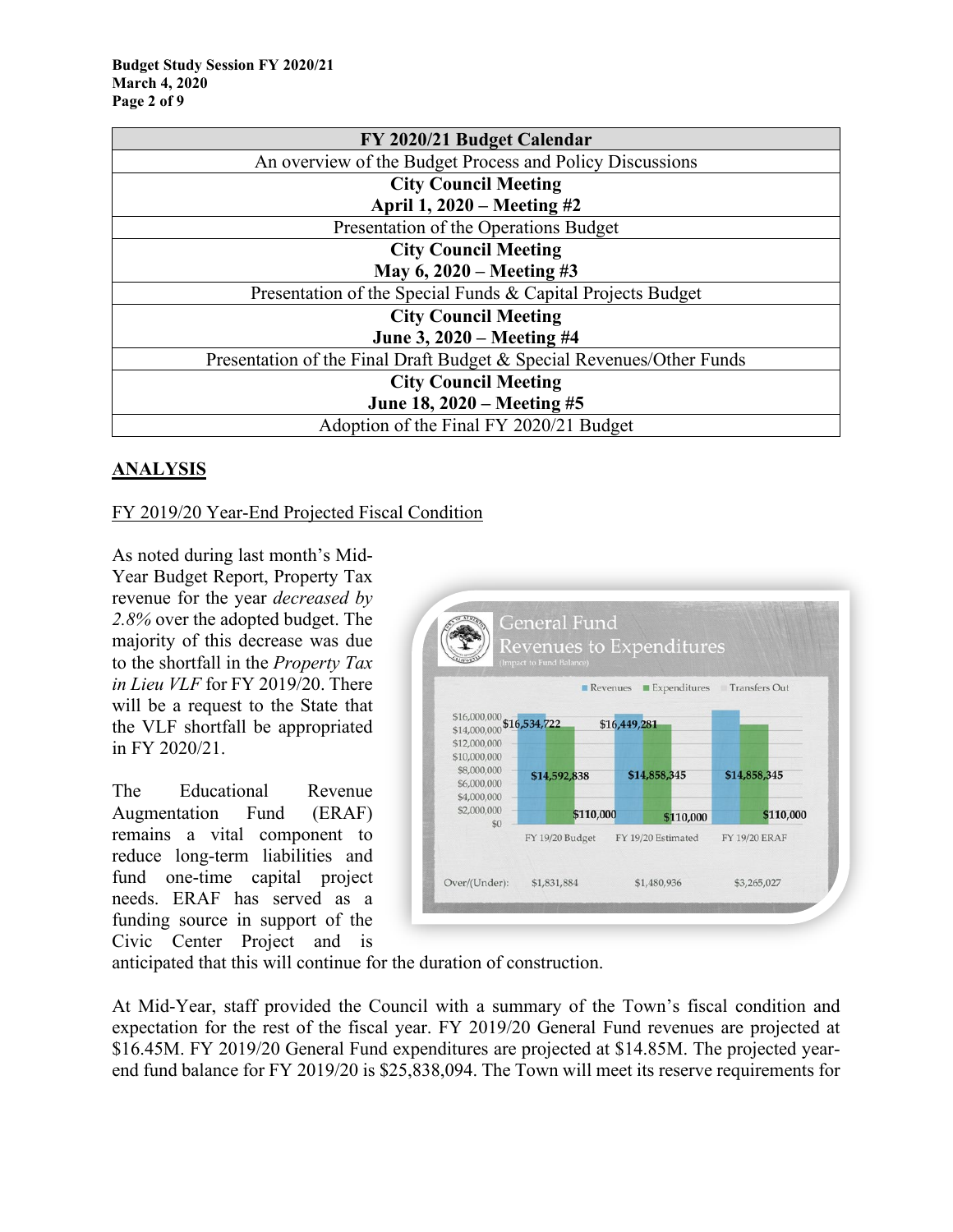| FY 2020/21 Budget Calendar |
|---|
| An overview of the Budget Process and Policy Discussions |
| **City Council Meeting** **April 1, 2020 – Meeting #2** |
| Presentation of the Operations Budget |
| **City Council Meeting** **May 6, 2020 – Meeting #3** |
| Presentation of the Special Funds & Capital Projects Budget |
| **City Council Meeting** **June 3, 2020 – Meeting #4** |
| Presentation of the Final Draft Budget & Special Revenues/Other Funds |
| **City Council Meeting** **June 18, 2020 – Meeting #5** |
| Adoption of the Final FY 2020/21 Budget |

## ANALYSIS

FY 2019/20 Year-End Projected Fiscal Condition

As noted during last month's Mid-Year Budget Report, Property Tax revenue for the year *decreased by 2.8%* over the adopted budget. The majority of this decrease was due to the shortfall in the *Property Tax in Lieu VLF* for FY 2019/20. There will be a request to the State that the VLF shortfall be appropriated in FY 2020/21.

The Educational Revenue Augmentation Fund (ERAF) remains a vital component to reduce long-term liabilities and fund one-time capital project needs. ERAF has served as a funding source in support of the Civic Center Project and is anticipated that this will continue for the duration of construction.

At Mid-Year, staff provided the Council with a summary of the Town's fiscal condition and expectation for the rest of the fiscal year. FY 2019/20 General Fund revenues are projected at $16.45M. FY 2019/20 General Fund expenditures are projected at $14.85M. The projected year-end fund balance for FY 2019/20 is $25,838,094. The Town will meet its reserve requirements for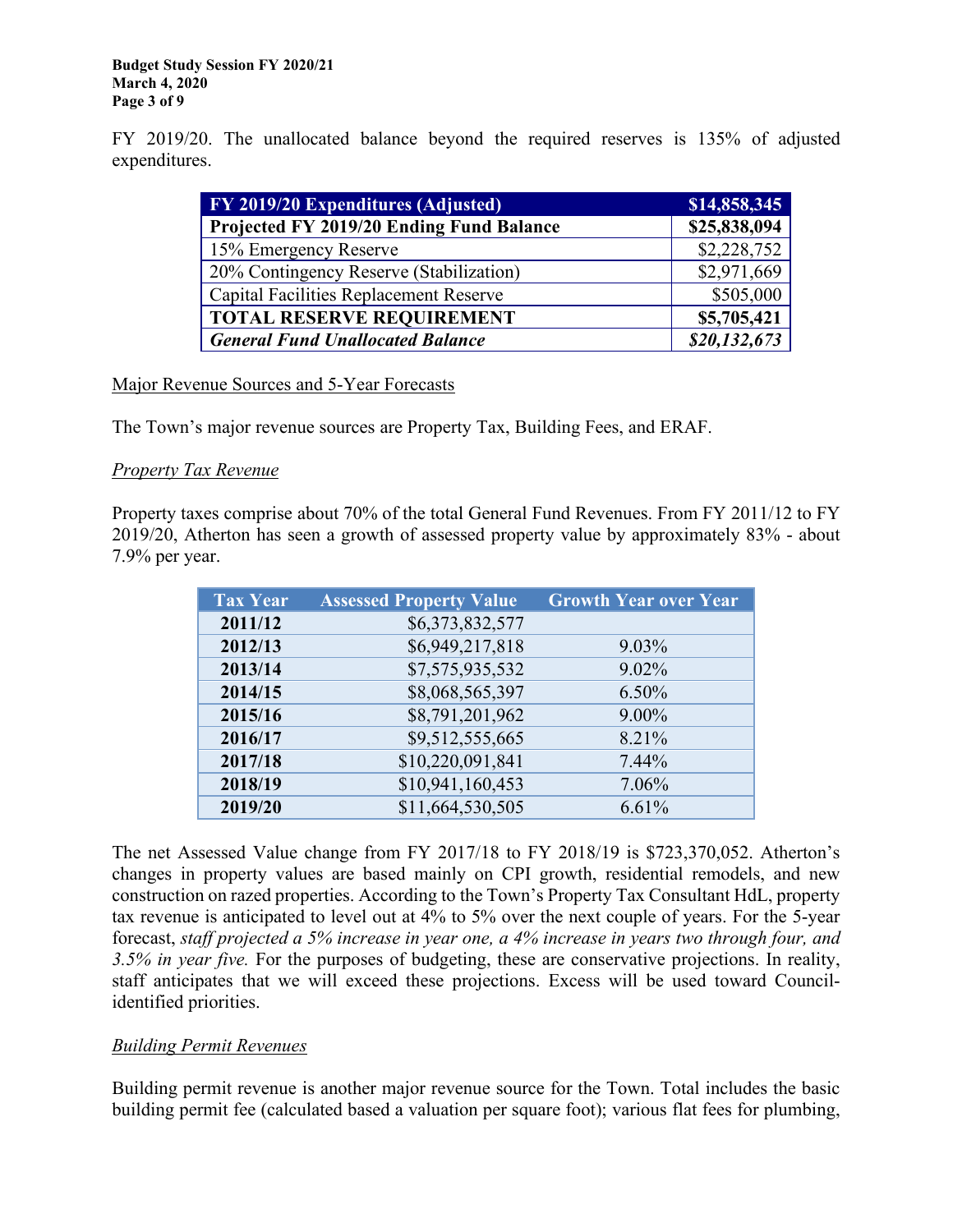FY 2019/20. The unallocated balance beyond the required reserves is 135% of adjusted expenditures.

| FY 2019/20 Expenditures (Adjusted) | $14,858,345 |
|---|---|
| **Projected FY 2019/20 Ending Fund Balance** | **$25,838,094** |
| 15% Emergency Reserve | $2,228,752 |
| 20% Contingency Reserve (Stabilization) | $2,971,669 |
| Capital Facilities Replacement Reserve | $505,000 |
| **TOTAL RESERVE REQUIREMENT** | **$5,705,421** |
| ***General Fund Unallocated Balance*** | ***$20,132,673*** |

Major Revenue Sources and 5-Year Forecasts

The Town's major revenue sources are Property Tax, Building Fees, and ERAF.

*Property Tax Revenue*

Property taxes comprise about 70% of the total General Fund Revenues. From FY 2011/12 to FY 2019/20, Atherton has seen a growth of assessed property value by approximately 83% - about 7.9% per year.

| Tax Year | Assessed Property Value | Growth Year over Year |
|---|---|---|
| **2011/12** | $6,373,832,577 | |
| **2012/13** | $6,949,217,818 | 9.03% |
| **2013/14** | $7,575,935,532 | 9.02% |
| **2014/15** | $8,068,565,397 | 6.50% |
| **2015/16** | $8,791,201,962 | 9.00% |
| **2016/17** | $9,512,555,665 | 8.21% |
| **2017/18** | $10,220,091,841 | 7.44% |
| **2018/19** | $10,941,160,453 | 7.06% |
| **2019/20** | $11,664,530,505 | 6.61% |

The net Assessed Value change from FY 2017/18 to FY 2018/19 is $723,370,052. Atherton's changes in property values are based mainly on CPI growth, residential remodels, and new construction on razed properties. According to the Town's Property Tax Consultant HdL, property tax revenue is anticipated to level out at 4% to 5% over the next couple of years. For the 5-year forecast, *staff projected a 5% increase in year one, a 4% increase in years two through four, and 3.5% in year five.* For the purposes of budgeting, these are conservative projections. In reality, staff anticipates that we will exceed these projections. Excess will be used toward Council-identified priorities.

*Building Permit Revenues*

Building permit revenue is another major revenue source for the Town. Total includes the basic building permit fee (calculated based a valuation per square foot); various flat fees for plumbing,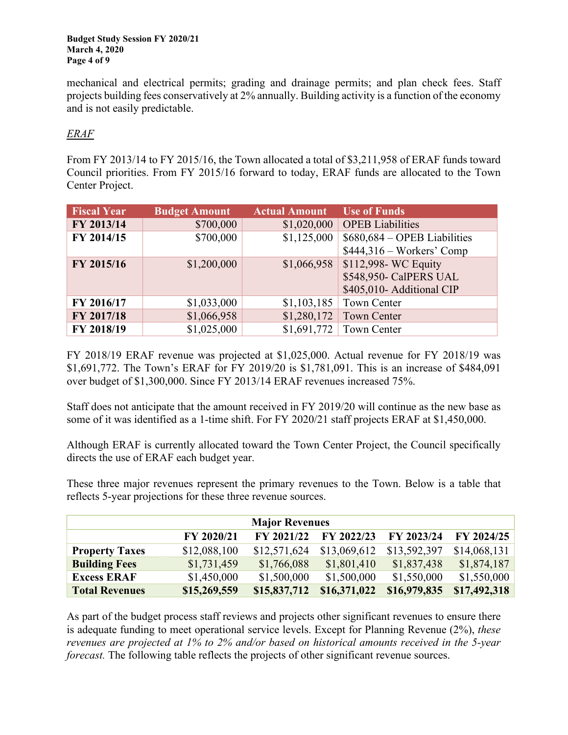mechanical and electrical permits; grading and drainage permits; and plan check fees. Staff projects building fees conservatively at 2% annually. Building activity is a function of the economy and is not easily predictable.

*ERAF*

From FY 2013/14 to FY 2015/16, the Town allocated a total of $3,211,958 of ERAF funds toward Council priorities. From FY 2015/16 forward to today, ERAF funds are allocated to the Town Center Project.

| Fiscal Year | Budget Amount | Actual Amount | Use of Funds |
|---|---|---|---|
| **FY 2013/14** | $700,000 | $1,020,000 | OPEB Liabilities |
| **FY 2014/15** | $700,000 | $1,125,000 | $680,684 – OPEB Liabilities<br>$444,316 – Workers' Comp |
| **FY 2015/16** | $1,200,000 | $1,066,958 | $112,998- WC Equity<br>$548,950- CalPERS UAL<br>$405,010- Additional CIP |
| **FY 2016/17** | $1,033,000 | $1,103,185 | Town Center |
| **FY 2017/18** | $1,066,958 | $1,280,172 | Town Center |
| **FY 2018/19** | $1,025,000 | $1,691,772 | Town Center |

FY 2018/19 ERAF revenue was projected at $1,025,000. Actual revenue for FY 2018/19 was $1,691,772. The Town's ERAF for FY 2019/20 is $1,781,091. This is an increase of $484,091 over budget of $1,300,000. Since FY 2013/14 ERAF revenues increased 75%.

Staff does not anticipate that the amount received in FY 2019/20 will continue as the new base as some of it was identified as a 1-time shift. For FY 2020/21 staff projects ERAF at $1,450,000.

Although ERAF is currently allocated toward the Town Center Project, the Council specifically directs the use of ERAF each budget year.

These three major revenues represent the primary revenues to the Town. Below is a table that reflects 5-year projections for these three revenue sources.

| Major Revenues | | | | | |
|---|---|---|---|---|---|
| | **FY 2020/21** | **FY 2021/22** | **FY 2022/23** | **FY 2023/24** | **FY 2024/25** |
| **Property Taxes** | $12,088,100 | $12,571,624 | $13,069,612 | $13,592,397 | $14,068,131 |
| **Building Fees** | $1,731,459 | $1,766,088 | $1,801,410 | $1,837,438 | $1,874,187 |
| **Excess ERAF** | $1,450,000 | $1,500,000 | $1,500,000 | $1,550,000 | $1,550,000 |
| **Total Revenues** | **$15,269,559** | **$15,837,712** | **$16,371,022** | **$16,979,835** | **$17,492,318** |

As part of the budget process staff reviews and projects other significant revenues to ensure there is adequate funding to meet operational service levels. Except for Planning Revenue (2%), *these revenues are projected at 1% to 2% and/or based on historical amounts received in the 5-year forecast.* The following table reflects the projects of other significant revenue sources.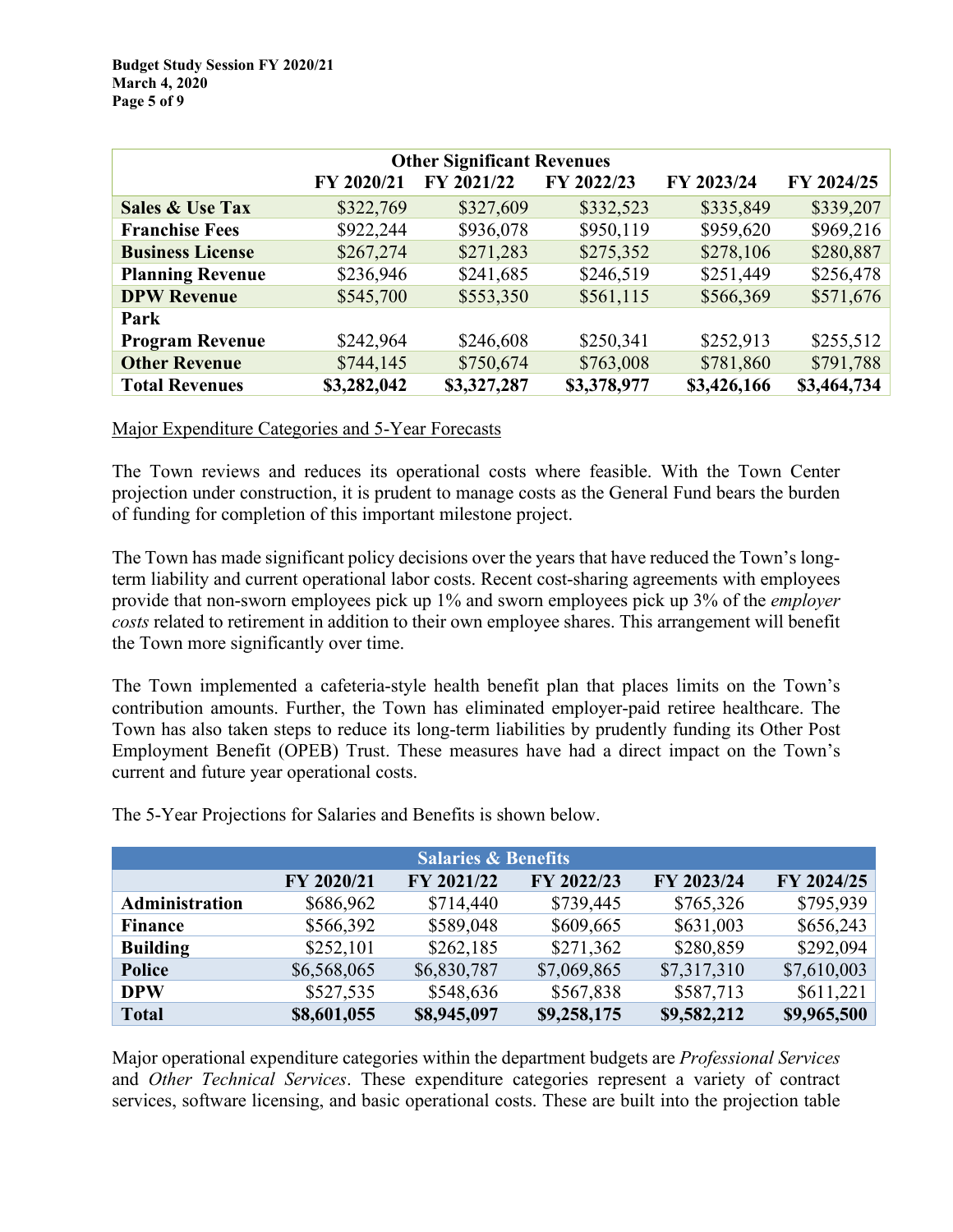| Other Significant Revenues | | | | | |
|---|---|---|---|---|---|
| | FY 2020/21 | FY 2021/22 | FY 2022/23 | FY 2023/24 | FY 2024/25 |
| **Sales & Use Tax** | $322,769 | $327,609 | $332,523 | $335,849 | $339,207 |
| **Franchise Fees** | $922,244 | $936,078 | $950,119 | $959,620 | $969,216 |
| **Business License** | $267,274 | $271,283 | $275,352 | $278,106 | $280,887 |
| **Planning Revenue** | $236,946 | $241,685 | $246,519 | $251,449 | $256,478 |
| **DPW Revenue** | $545,700 | $553,350 | $561,115 | $566,369 | $571,676 |
| **Park Program Revenue** | $242,964 | $246,608 | $250,341 | $252,913 | $255,512 |
| **Other Revenue** | $744,145 | $750,674 | $763,008 | $781,860 | $791,788 |
| **Total Revenues** | **$3,282,042** | **$3,327,287** | **$3,378,977** | **$3,426,166** | **$3,464,734** |

Major Expenditure Categories and 5-Year Forecasts

The Town reviews and reduces its operational costs where feasible. With the Town Center projection under construction, it is prudent to manage costs as the General Fund bears the burden of funding for completion of this important milestone project.

The Town has made significant policy decisions over the years that have reduced the Town's long-term liability and current operational labor costs. Recent cost-sharing agreements with employees provide that non-sworn employees pick up 1% and sworn employees pick up 3% of the *employer costs* related to retirement in addition to their own employee shares. This arrangement will benefit the Town more significantly over time.

The Town implemented a cafeteria-style health benefit plan that places limits on the Town's contribution amounts. Further, the Town has eliminated employer-paid retiree healthcare. The Town has also taken steps to reduce its long-term liabilities by prudently funding its Other Post Employment Benefit (OPEB) Trust. These measures have had a direct impact on the Town's current and future year operational costs.

The 5-Year Projections for Salaries and Benefits is shown below.

| Salaries & Benefits | | | | | |
|---|---|---|---|---|---|
| | FY 2020/21 | FY 2021/22 | FY 2022/23 | FY 2023/24 | FY 2024/25 |
| **Administration** | $686,962 | $714,440 | $739,445 | $765,326 | $795,939 |
| **Finance** | $566,392 | $589,048 | $609,665 | $631,003 | $656,243 |
| **Building** | $252,101 | $262,185 | $271,362 | $280,859 | $292,094 |
| **Police** | $6,568,065 | $6,830,787 | $7,069,865 | $7,317,310 | $7,610,003 |
| **DPW** | $527,535 | $548,636 | $567,838 | $587,713 | $611,221 |
| **Total** | **$8,601,055** | **$8,945,097** | **$9,258,175** | **$9,582,212** | **$9,965,500** |

Major operational expenditure categories within the department budgets are *Professional Services* and *Other Technical Services*. These expenditure categories represent a variety of contract services, software licensing, and basic operational costs. These are built into the projection table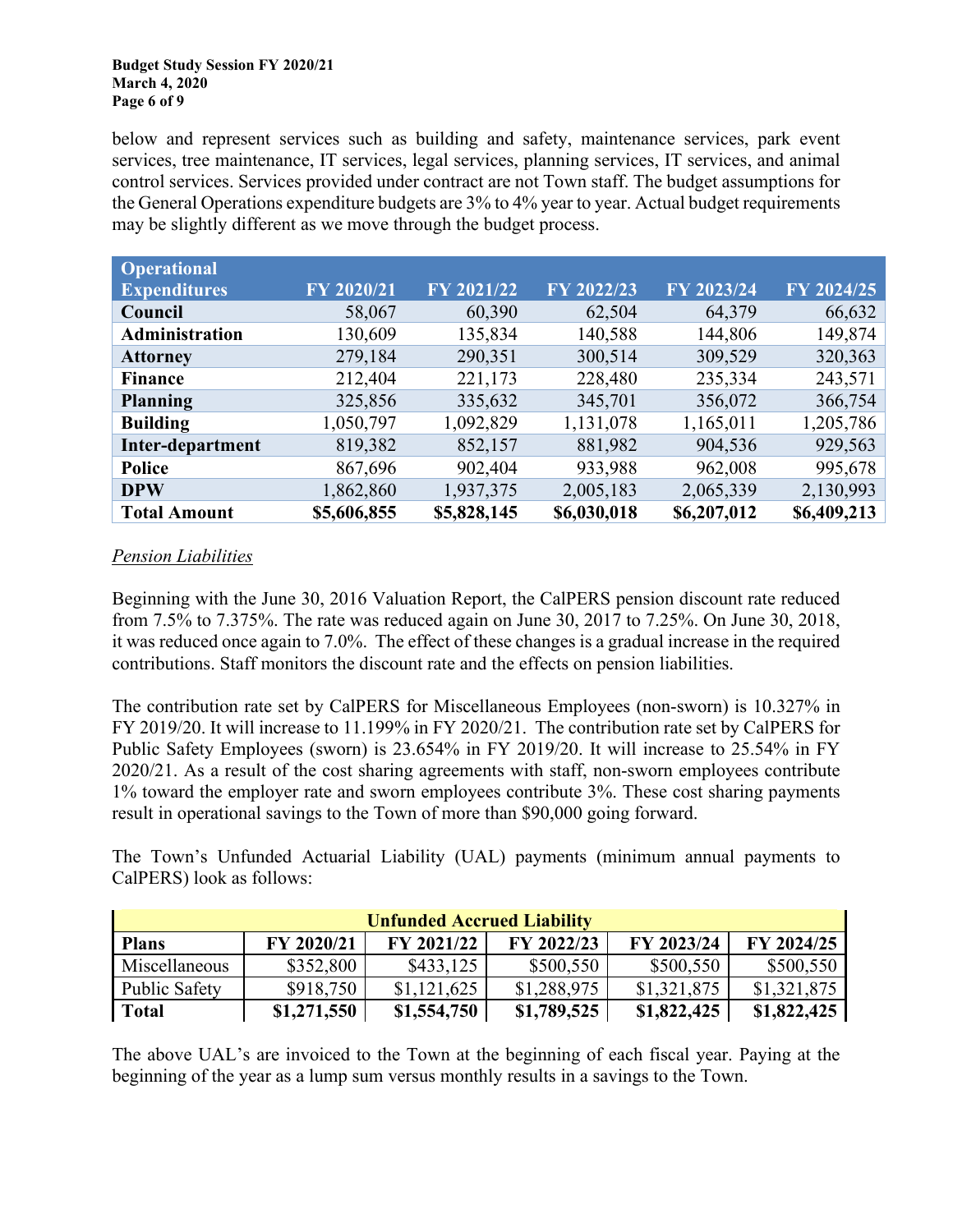below and represent services such as building and safety, maintenance services, park event services, tree maintenance, IT services, legal services, planning services, IT services, and animal control services. Services provided under contract are not Town staff. The budget assumptions for the General Operations expenditure budgets are 3% to 4% year to year. Actual budget requirements may be slightly different as we move through the budget process.

| Operational Expenditures | FY 2020/21 | FY 2021/22 | FY 2022/23 | FY 2023/24 | FY 2024/25 |
|---|---|---|---|---|---|
| **Council** | 58,067 | 60,390 | 62,504 | 64,379 | 66,632 |
| **Administration** | 130,609 | 135,834 | 140,588 | 144,806 | 149,874 |
| **Attorney** | 279,184 | 290,351 | 300,514 | 309,529 | 320,363 |
| **Finance** | 212,404 | 221,173 | 228,480 | 235,334 | 243,571 |
| **Planning** | 325,856 | 335,632 | 345,701 | 356,072 | 366,754 |
| **Building** | 1,050,797 | 1,092,829 | 1,131,078 | 1,165,011 | 1,205,786 |
| **Inter-department** | 819,382 | 852,157 | 881,982 | 904,536 | 929,563 |
| **Police** | 867,696 | 902,404 | 933,988 | 962,008 | 995,678 |
| **DPW** | 1,862,860 | 1,937,375 | 2,005,183 | 2,065,339 | 2,130,993 |
| **Total Amount** | **$5,606,855** | **$5,828,145** | **$6,030,018** | **$6,207,012** | **$6,409,213** |

*Pension Liabilities*

Beginning with the June 30, 2016 Valuation Report, the CalPERS pension discount rate reduced from 7.5% to 7.375%. The rate was reduced again on June 30, 2017 to 7.25%. On June 30, 2018, it was reduced once again to 7.0%. The effect of these changes is a gradual increase in the required contributions. Staff monitors the discount rate and the effects on pension liabilities.

The contribution rate set by CalPERS for Miscellaneous Employees (non-sworn) is 10.327% in FY 2019/20. It will increase to 11.199% in FY 2020/21. The contribution rate set by CalPERS for Public Safety Employees (sworn) is 23.654% in FY 2019/20. It will increase to 25.54% in FY 2020/21. As a result of the cost sharing agreements with staff, non-sworn employees contribute 1% toward the employer rate and sworn employees contribute 3%. These cost sharing payments result in operational savings to the Town of more than $90,000 going forward.

The Town's Unfunded Actuarial Liability (UAL) payments (minimum annual payments to CalPERS) look as follows:

| Unfunded Accrued Liability | | | | | |
|---|---|---|---|---|---|
| **Plans** | **FY 2020/21** | **FY 2021/22** | **FY 2022/23** | **FY 2023/24** | **FY 2024/25** |
| Miscellaneous | $352,800 | $433,125 | $500,550 | $500,550 | $500,550 |
| Public Safety | $918,750 | $1,121,625 | $1,288,975 | $1,321,875 | $1,321,875 |
| **Total** | **$1,271,550** | **$1,554,750** | **$1,789,525** | **$1,822,425** | **$1,822,425** |

The above UAL's are invoiced to the Town at the beginning of each fiscal year. Paying at the beginning of the year as a lump sum versus monthly results in a savings to the Town.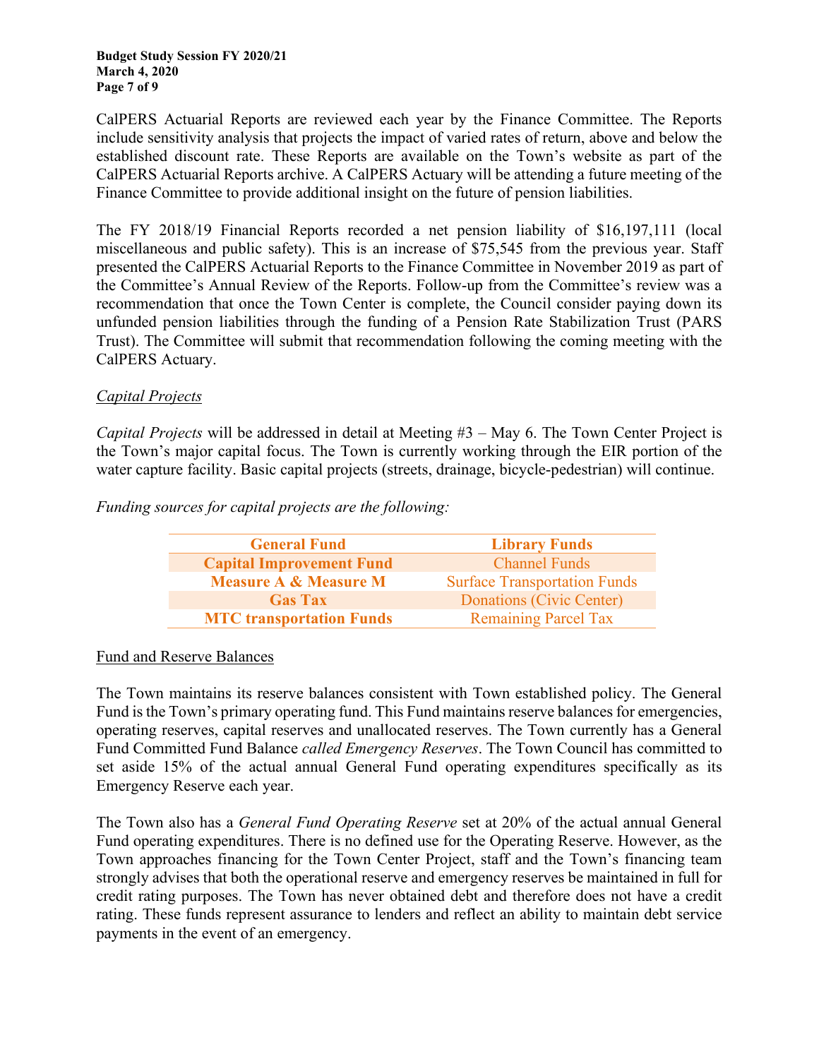CalPERS Actuarial Reports are reviewed each year by the Finance Committee. The Reports include sensitivity analysis that projects the impact of varied rates of return, above and below the established discount rate. These Reports are available on the Town's website as part of the CalPERS Actuarial Reports archive. A CalPERS Actuary will be attending a future meeting of the Finance Committee to provide additional insight on the future of pension liabilities.

The FY 2018/19 Financial Reports recorded a net pension liability of $16,197,111 (local miscellaneous and public safety). This is an increase of $75,545 from the previous year. Staff presented the CalPERS Actuarial Reports to the Finance Committee in November 2019 as part of the Committee's Annual Review of the Reports. Follow-up from the Committee's review was a recommendation that once the Town Center is complete, the Council consider paying down its unfunded pension liabilities through the funding of a Pension Rate Stabilization Trust (PARS Trust). The Committee will submit that recommendation following the coming meeting with the CalPERS Actuary.

<u>*Capital Projects*</u>

*Capital Projects* will be addressed in detail at Meeting #3 – May 6. The Town Center Project is the Town's major capital focus. The Town is currently working through the EIR portion of the water capture facility. Basic capital projects (streets, drainage, bicycle-pedestrian) will continue.

*Funding sources for capital projects are the following:*

| General Fund | Library Funds |
|---|---|
| Capital Improvement Fund | Channel Funds |
| Measure A & Measure M | Surface Transportation Funds |
| Gas Tax | Donations (Civic Center) |
| MTC transportation Funds | Remaining Parcel Tax |

<u>Fund and Reserve Balances</u>

The Town maintains its reserve balances consistent with Town established policy. The General Fund is the Town's primary operating fund. This Fund maintains reserve balances for emergencies, operating reserves, capital reserves and unallocated reserves. The Town currently has a General Fund Committed Fund Balance *called Emergency Reserves*. The Town Council has committed to set aside 15% of the actual annual General Fund operating expenditures specifically as its Emergency Reserve each year.

The Town also has a *General Fund Operating Reserve* set at 20% of the actual annual General Fund operating expenditures. There is no defined use for the Operating Reserve. However, as the Town approaches financing for the Town Center Project, staff and the Town's financing team strongly advises that both the operational reserve and emergency reserves be maintained in full for credit rating purposes. The Town has never obtained debt and therefore does not have a credit rating. These funds represent assurance to lenders and reflect an ability to maintain debt service payments in the event of an emergency.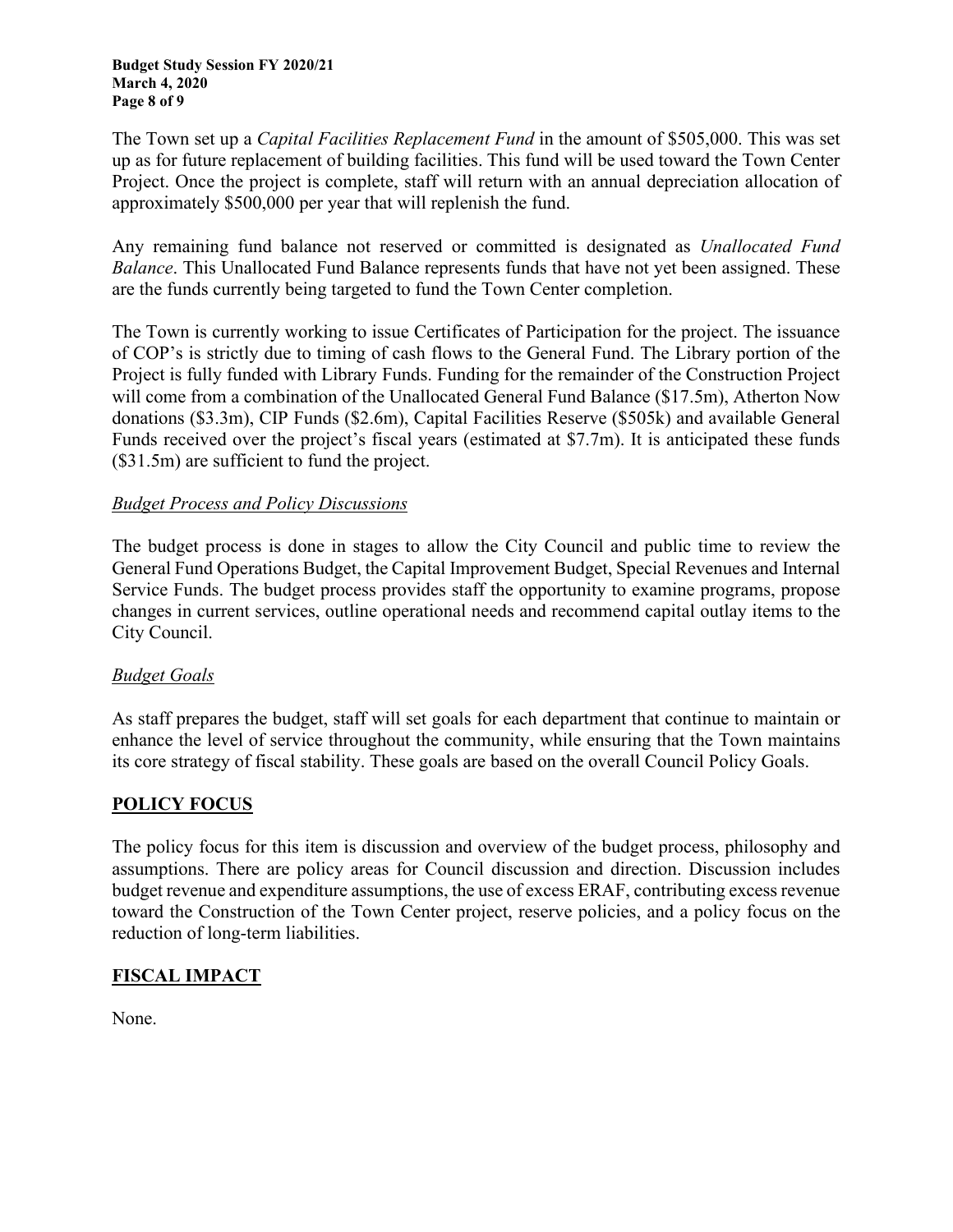The Town set up a *Capital Facilities Replacement Fund* in the amount of $505,000. This was set up as for future replacement of building facilities. This fund will be used toward the Town Center Project. Once the project is complete, staff will return with an annual depreciation allocation of approximately $500,000 per year that will replenish the fund.

Any remaining fund balance not reserved or committed is designated as *Unallocated Fund Balance*. This Unallocated Fund Balance represents funds that have not yet been assigned. These are the funds currently being targeted to fund the Town Center completion.

The Town is currently working to issue Certificates of Participation for the project. The issuance of COP's is strictly due to timing of cash flows to the General Fund. The Library portion of the Project is fully funded with Library Funds. Funding for the remainder of the Construction Project will come from a combination of the Unallocated General Fund Balance ($17.5m), Atherton Now donations ($3.3m), CIP Funds ($2.6m), Capital Facilities Reserve ($505k) and available General Funds received over the project's fiscal years (estimated at $7.7m). It is anticipated these funds ($31.5m) are sufficient to fund the project.

*Budget Process and Policy Discussions*

The budget process is done in stages to allow the City Council and public time to review the General Fund Operations Budget, the Capital Improvement Budget, Special Revenues and Internal Service Funds. The budget process provides staff the opportunity to examine programs, propose changes in current services, outline operational needs and recommend capital outlay items to the City Council.

*Budget Goals*

As staff prepares the budget, staff will set goals for each department that continue to maintain or enhance the level of service throughout the community, while ensuring that the Town maintains its core strategy of fiscal stability. These goals are based on the overall Council Policy Goals.

## POLICY FOCUS

The policy focus for this item is discussion and overview of the budget process, philosophy and assumptions. There are policy areas for Council discussion and direction. Discussion includes budget revenue and expenditure assumptions, the use of excess ERAF, contributing excess revenue toward the Construction of the Town Center project, reserve policies, and a policy focus on the reduction of long-term liabilities.

## FISCAL IMPACT

None.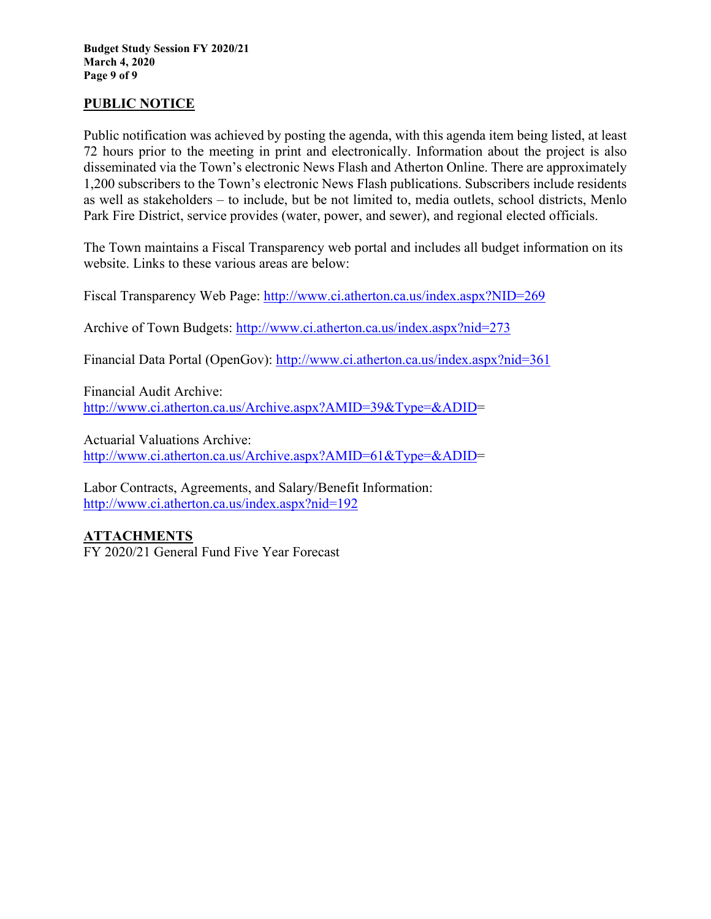## PUBLIC NOTICE

Public notification was achieved by posting the agenda, with this agenda item being listed, at least 72 hours prior to the meeting in print and electronically. Information about the project is also disseminated via the Town's electronic News Flash and Atherton Online. There are approximately 1,200 subscribers to the Town's electronic News Flash publications. Subscribers include residents as well as stakeholders – to include, but be not limited to, media outlets, school districts, Menlo Park Fire District, service provides (water, power, and sewer), and regional elected officials.

The Town maintains a Fiscal Transparency web portal and includes all budget information on its website. Links to these various areas are below:

Fiscal Transparency Web Page: http://www.ci.atherton.ca.us/index.aspx?NID=269

Archive of Town Budgets: http://www.ci.atherton.ca.us/index.aspx?nid=273

Financial Data Portal (OpenGov): http://www.ci.atherton.ca.us/index.aspx?nid=361

Financial Audit Archive:
http://www.ci.atherton.ca.us/Archive.aspx?AMID=39&Type=&ADID=

Actuarial Valuations Archive:
http://www.ci.atherton.ca.us/Archive.aspx?AMID=61&Type=&ADID=

Labor Contracts, Agreements, and Salary/Benefit Information:
http://www.ci.atherton.ca.us/index.aspx?nid=192

## ATTACHMENTS

FY 2020/21 General Fund Five Year Forecast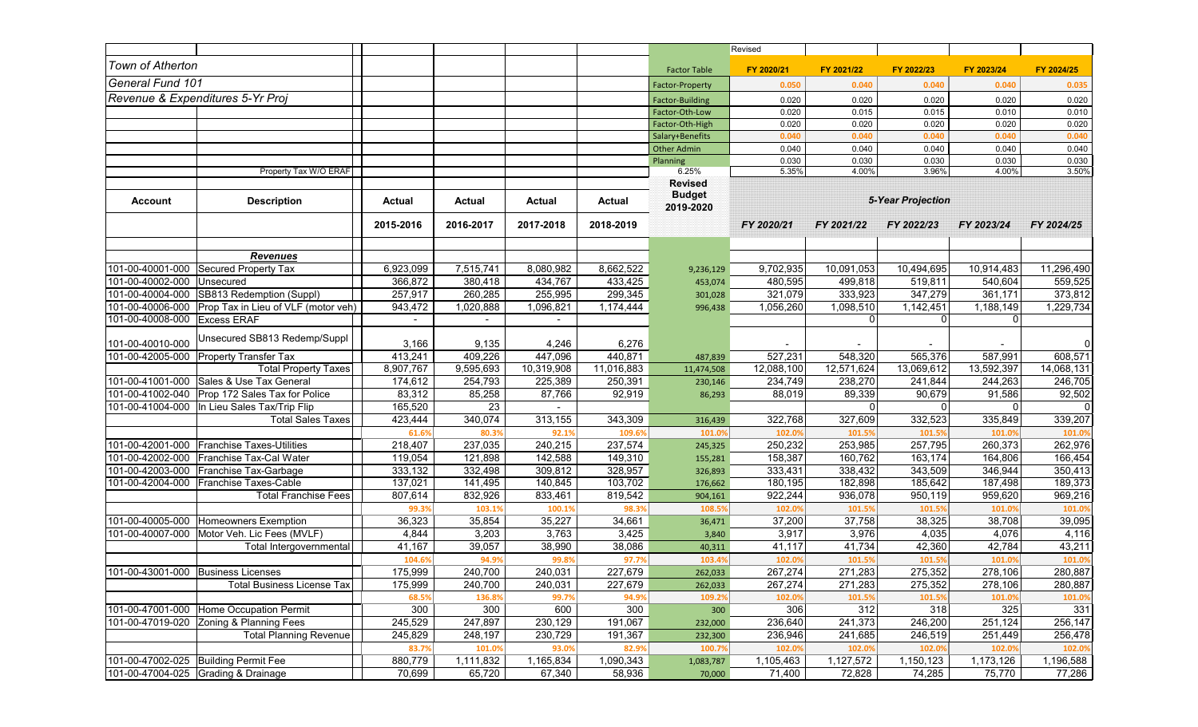| | | | | | | | Revised | | | | |
|---|---|---|---|---|---|---|---|---|---|---|---|
| *Town of Atherton* | | | | | | Factor Table | FY 2020/21 | FY 2021/22 | FY 2022/23 | FY 2023/24 | FY 2024/25 |
| *General Fund 101* | | | | | | Factor-Property | 0.050 | 0.040 | 0.040 | 0.040 | 0.035 |
| *Revenue & Expenditures 5-Yr Proj* | | | | | | Factor-Building | 0.020 | 0.020 | 0.020 | 0.020 | 0.020 |
| | | | | | | Factor-Oth-Low | 0.020 | 0.015 | 0.015 | 0.010 | 0.010 |
| | | | | | | Factor-Oth-High | 0.020 | 0.020 | 0.020 | 0.020 | 0.020 |
| | | | | | | Salary+Benefits | 0.040 | 0.040 | 0.040 | 0.040 | 0.040 |
| | | | | | | Other Admin | 0.040 | 0.040 | 0.040 | 0.040 | 0.040 |
| | | | | | | Planning | 0.030 | 0.030 | 0.030 | 0.030 | 0.030 |
| | Property Tax W/O ERAF | | | | | 6.25% | 5.35% | 4.00% | 3.96% | 4.00% | 3.50% |
| **Account** | **Description** | **Actual** | **Actual** | **Actual** | **Actual** | **Revised Budget 2019-2020** | ***5-Year Projection*** | | | | |
| | | **2015-2016** | **2016-2017** | **2017-2018** | **2018-2019** | | ***FY 2020/21*** | ***FY 2021/22*** | ***FY 2022/23*** | ***FY 2023/24*** | ***FY 2024/25*** |
| | ***Revenues*** | | | | | | | | | | |
| 101-00-40001-000 | Secured Property Tax | 6,923,099 | 7,515,741 | 8,080,982 | 8,662,522 | 9,236,129 | 9,702,935 | 10,091,053 | 10,494,695 | 10,914,483 | 11,296,490 |
| 101-00-40002-000 | Unsecured | 366,872 | 380,418 | 434,767 | 433,425 | 453,074 | 480,595 | 499,818 | 519,811 | 540,604 | 559,525 |
| 101-00-40004-000 | SB813 Redemption (Suppl) | 257,917 | 260,285 | 255,995 | 299,345 | 301,028 | 321,079 | 333,923 | 347,279 | 361,171 | 373,812 |
| 101-00-40006-000 | Prop Tax in Lieu of VLF (motor veh) | 943,472 | 1,020,888 | 1,096,821 | 1,174,444 | 996,438 | 1,056,260 | 1,098,510 | 1,142,451 | 1,188,149 | 1,229,734 |
| 101-00-40008-000 | Excess ERAF | - | - | - | | | | 0 | 0 | 0 | |
| 101-00-40010-000 | Unsecured SB813 Redemp/Suppl | 3,166 | 9,135 | 4,246 | 6,276 | | - | - | - | - | 0 |
| 101-00-42005-000 | Property Transfer Tax | 413,241 | 409,226 | 447,096 | 440,871 | 487,839 | 527,231 | 548,320 | 565,376 | 587,991 | 608,571 |
| | Total Property Taxes | 8,907,767 | 9,595,693 | 10,319,908 | 11,016,883 | 11,474,508 | 12,088,100 | 12,571,624 | 13,069,612 | 13,592,397 | 14,068,131 |
| 101-00-41001-000 | Sales & Use Tax General | 174,612 | 254,793 | 225,389 | 250,391 | 230,146 | 234,749 | 238,270 | 241,844 | 244,263 | 246,705 |
| 101-00-41002-040 | Prop 172 Sales Tax for Police | 83,312 | 85,258 | 87,766 | 92,919 | 86,293 | 88,019 | 89,339 | 90,679 | 91,586 | 92,502 |
| 101-00-41004-000 | In Lieu Sales Tax/Trip Flip | 165,520 | 23 | - | | | | 0 | 0 | 0 | 0 |
| | Total Sales Taxes | 423,444 | 340,074 | 313,155 | 343,309 | 316,439 | 322,768 | 327,609 | 332,523 | 335,849 | 339,207 |
| | | 61.6% | 80.3% | 92.1% | 109.6% | 101.0% | 102.0% | 101.5% | 101.5% | 101.0% | 101.0% |
| 101-00-42001-000 | Franchise Taxes-Utilities | 218,407 | 237,035 | 240,215 | 237,574 | 245,325 | 250,232 | 253,985 | 257,795 | 260,373 | 262,976 |
| 101-00-42002-000 | Franchise Tax-Cal Water | 119,054 | 121,898 | 142,588 | 149,310 | 155,281 | 158,387 | 160,762 | 163,174 | 164,806 | 166,454 |
| 101-00-42003-000 | Franchise Tax-Garbage | 333,132 | 332,498 | 309,812 | 328,957 | 326,893 | 333,431 | 338,432 | 343,509 | 346,944 | 350,413 |
| 101-00-42004-000 | Franchise Taxes-Cable | 137,021 | 141,495 | 140,845 | 103,702 | 176,662 | 180,195 | 182,898 | 185,642 | 187,498 | 189,373 |
| | Total Franchise Fees | 807,614 | 832,926 | 833,461 | 819,542 | 904,161 | 922,244 | 936,078 | 950,119 | 959,620 | 969,216 |
| | | 99.3% | 103.1% | 100.1% | 98.3% | 108.5% | 102.0% | 101.5% | 101.5% | 101.0% | 101.0% |
| 101-00-40005-000 | Homeowners Exemption | 36,323 | 35,854 | 35,227 | 34,661 | 36,471 | 37,200 | 37,758 | 38,325 | 38,708 | 39,095 |
| 101-00-40007-000 | Motor Veh. Lic Fees (MVLF) | 4,844 | 3,203 | 3,763 | 3,425 | 3,840 | 3,917 | 3,976 | 4,035 | 4,076 | 4,116 |
| | Total Intergovernmental | 41,167 | 39,057 | 38,990 | 38,086 | 40,311 | 41,117 | 41,734 | 42,360 | 42,784 | 43,211 |
| | | 104.6% | 94.9% | 99.8% | 97.7% | 103.4% | 102.0% | 101.5% | 101.5% | 101.0% | 101.0% |
| 101-00-43001-000 | Business Licenses | 175,999 | 240,700 | 240,031 | 227,679 | 262,033 | 267,274 | 271,283 | 275,352 | 278,106 | 280,887 |
| | Total Business License Tax | 175,999 | 240,700 | 240,031 | 227,679 | 262,033 | 267,274 | 271,283 | 275,352 | 278,106 | 280,887 |
| | | 68.5% | 136.8% | 99.7% | 94.9% | 109.2% | 102.0% | 101.5% | 101.5% | 101.0% | 101.0% |
| 101-00-47001-000 | Home Occupation Permit | 300 | 300 | 600 | 300 | 300 | 306 | 312 | 318 | 325 | 331 |
| 101-00-47019-020 | Zoning & Planning Fees | 245,529 | 247,897 | 230,129 | 191,067 | 232,000 | 236,640 | 241,373 | 246,200 | 251,124 | 256,147 |
| | Total Planning Revenue | 245,829 | 248,197 | 230,729 | 191,367 | 232,300 | 236,946 | 241,685 | 246,519 | 251,449 | 256,478 |
| | | 83.7% | 101.0% | 93.0% | 82.9% | 100.7% | 102.0% | 102.0% | 102.0% | 102.0% | 102.0% |
| 101-00-47002-025 | Building Permit Fee | 880,779 | 1,111,832 | 1,165,834 | 1,090,343 | 1,083,787 | 1,105,463 | 1,127,572 | 1,150,123 | 1,173,126 | 1,196,588 |
| 101-00-47004-025 | Grading & Drainage | 70,699 | 65,720 | 67,340 | 58,936 | 70,000 | 71,400 | 72,828 | 74,285 | 75,770 | 77,286 |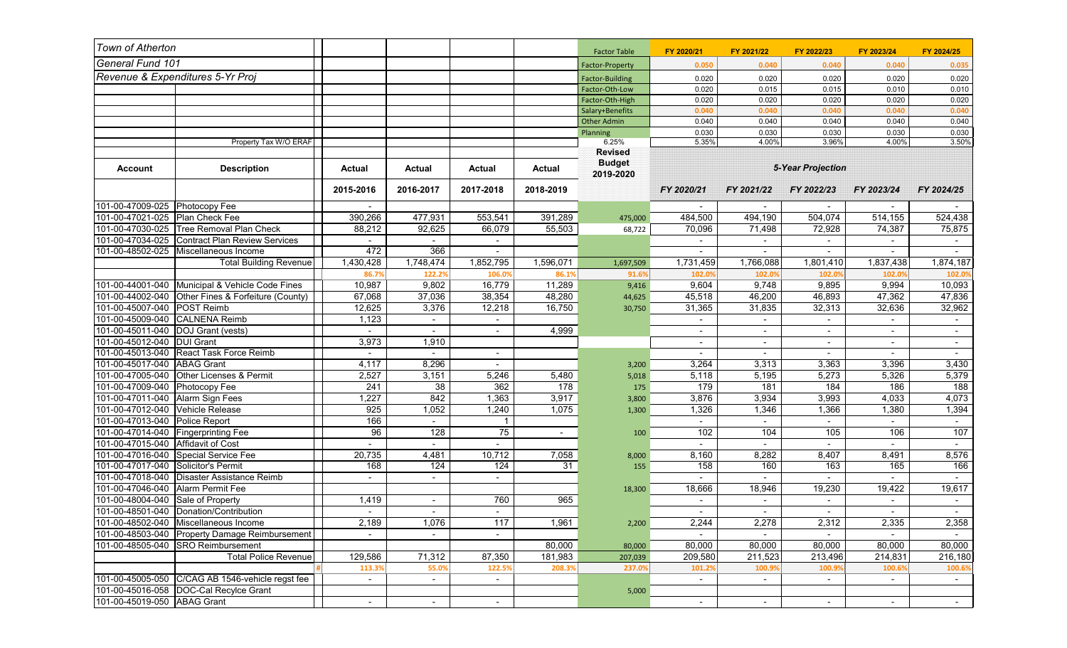| Town of Atherton | | | | | | Factor Table | FY 2020/21 | FY 2021/22 | FY 2022/23 | FY 2023/24 | FY 2024/25 |
|---|---|---|---|---|---|---|---|---|---|---|---|
| General Fund 101 | | | | | | Factor-Property | 0.050 | 0.040 | 0.040 | 0.040 | 0.035 |
| Revenue & Expenditures 5-Yr Proj | | | | | | Factor-Building | 0.020 | 0.020 | 0.020 | 0.020 | 0.020 |
| | | | | | | Factor-Oth-Low | 0.020 | 0.015 | 0.015 | 0.010 | 0.010 |
| | | | | | | Factor-Oth-High | 0.020 | 0.020 | 0.020 | 0.020 | 0.020 |
| | | | | | | Salary+Benefits | 0.040 | 0.040 | 0.040 | 0.040 | 0.040 |
| | | | | | | Other Admin | 0.040 | 0.040 | 0.040 | 0.040 | 0.040 |
| | | | | | | Planning | 0.030 | 0.030 | 0.030 | 0.030 | 0.030 |
| | Property Tax W/O ERAF | | | | | 6.25% | 5.35% | 4.00% | 3.96% | 4.00% | 3.50% |
| **Account** | **Description** | **Actual** | **Actual** | **Actual** | **Actual** | **Revised Budget 2019-2020** | ***5-Year Projection*** | | | | |
| | | **2015-2016** | **2016-2017** | **2017-2018** | **2018-2019** | | ***FY 2020/21*** | ***FY 2021/22*** | ***FY 2022/23*** | ***FY 2023/24*** | ***FY 2024/25*** |
| 101-00-47009-025 | Photocopy Fee | - | | | | | - | - | - | - | - |
| 101-00-47021-025 | Plan Check Fee | 390,266 | 477,931 | 553,541 | 391,289 | 475,000 | 484,500 | 494,190 | 504,074 | 514,155 | 524,438 |
| 101-00-47030-025 | Tree Removal Plan Check | 88,212 | 92,625 | 66,079 | 55,503 | 68,722 | 70,096 | 71,498 | 72,928 | 74,387 | 75,875 |
| 101-00-47034-025 | Contract Plan Review Services | - | - | - | | | - | - | - | - | - |
| 101-00-48502-025 | Miscellaneous Income | 472 | 366 | - | | | - | - | - | - | - |
| | Total Building Revenue | 1,430,428 | 1,748,474 | 1,852,795 | 1,596,071 | 1,697,509 | 1,731,459 | 1,766,088 | 1,801,410 | 1,837,438 | 1,874,187 |
| | | 86.7% | 122.2% | 106.0% | 86.1% | 91.6% | 102.0% | 102.0% | 102.0% | 102.0% | 102.0% |
| 101-00-44001-040 | Municipal & Vehicle Code Fines | 10,987 | 9,802 | 16,779 | 11,289 | 9,416 | 9,604 | 9,748 | 9,895 | 9,994 | 10,093 |
| 101-00-44002-040 | Other Fines & Forfeiture (County) | 67,068 | 37,036 | 38,354 | 48,280 | 44,625 | 45,518 | 46,200 | 46,893 | 47,362 | 47,836 |
| 101-00-45007-040 | POST Reimb | 12,625 | 3,376 | 12,218 | 16,750 | 30,750 | 31,365 | 31,835 | 32,313 | 32,636 | 32,962 |
| 101-00-45009-040 | CALNENA Reimb | 1,123 | - | - | | | - | - | - | - | - |
| 101-00-45011-040 | DOJ Grant (vests) | - | - | - | 4,999 | | - | - | - | - | - |
| 101-00-45012-040 | DUI Grant | 3,973 | 1,910 | | | | - | - | - | - | - |
| 101-00-45013-040 | React Task Force Reimb | - | - | - | | | - | - | - | - | - |
| 101-00-45017-040 | ABAG Grant | 4,117 | 8,296 | - | | 3,200 | 3,264 | 3,313 | 3,363 | 3,396 | 3,430 |
| 101-00-47005-040 | Other Licenses & Permit | 2,527 | 3,151 | 5,246 | 5,480 | 5,018 | 5,118 | 5,195 | 5,273 | 5,326 | 5,379 |
| 101-00-47009-040 | Photocopy Fee | 241 | 38 | 362 | 178 | 175 | 179 | 181 | 184 | 186 | 188 |
| 101-00-47011-040 | Alarm Sign Fees | 1,227 | 842 | 1,363 | 3,917 | 3,800 | 3,876 | 3,934 | 3,993 | 4,033 | 4,073 |
| 101-00-47012-040 | Vehicle Release | 925 | 1,052 | 1,240 | 1,075 | 1,300 | 1,326 | 1,346 | 1,366 | 1,380 | 1,394 |
| 101-00-47013-040 | Police Report | 166 | - | 1 | | | - | - | - | - | - |
| 101-00-47014-040 | Fingerprinting Fee | 96 | 128 | 75 | - | 100 | 102 | 104 | 105 | 106 | 107 |
| 101-00-47015-040 | Affidavit of Cost | - | - | - | | | - | - | - | - | - |
| 101-00-47016-040 | Special Service Fee | 20,735 | 4,481 | 10,712 | 7,058 | 8,000 | 8,160 | 8,282 | 8,407 | 8,491 | 8,576 |
| 101-00-47017-040 | Solicitor's Permit | 168 | 124 | 124 | 31 | 155 | 158 | 160 | 163 | 165 | 166 |
| 101-00-47018-040 | Disaster Assistance Reimb | - | - | - | | | - | - | - | - | - |
| 101-00-47046-040 | Alarm Permit Fee | | | | | 18,300 | 18,666 | 18,946 | 19,230 | 19,422 | 19,617 |
| 101-00-48004-040 | Sale of Property | 1,419 | - | 760 | 965 | | - | - | - | - | - |
| 101-00-48501-040 | Donation/Contribution | - | - | - | | | - | - | - | - | - |
| 101-00-48502-040 | Miscellaneous Income | 2,189 | 1,076 | 117 | 1,961 | 2,200 | 2,244 | 2,278 | 2,312 | 2,335 | 2,358 |
| 101-00-48503-040 | Property Damage Reimbursement | - | - | - | | | - | - | - | - | - |
| 101-00-48505-040 | SRO Reimbursement | | | | 80,000 | 80,000 | 80,000 | 80,000 | 80,000 | 80,000 | 80,000 |
| | Total Police Revenue | 129,586 | 71,312 | 87,350 | 181,983 | 207,039 | 209,580 | 211,523 | 213,496 | 214,831 | 216,180 |
| | # | 113.3% | 55.0% | 122.5% | 208.3% | 237.0% | 101.2% | 100.9% | 100.9% | 100.6% | 100.6% |
| 101-00-45005-050 | C/CAG AB 1546-vehicle regst fee | - | - | - | | | - | - | - | - | - |
| 101-00-45016-058 | DOC-Cal Recylce Grant | | | | | 5,000 | | | | | |
| 101-00-45019-050 | ABAG Grant | - | - | - | | | - | - | - | - | - |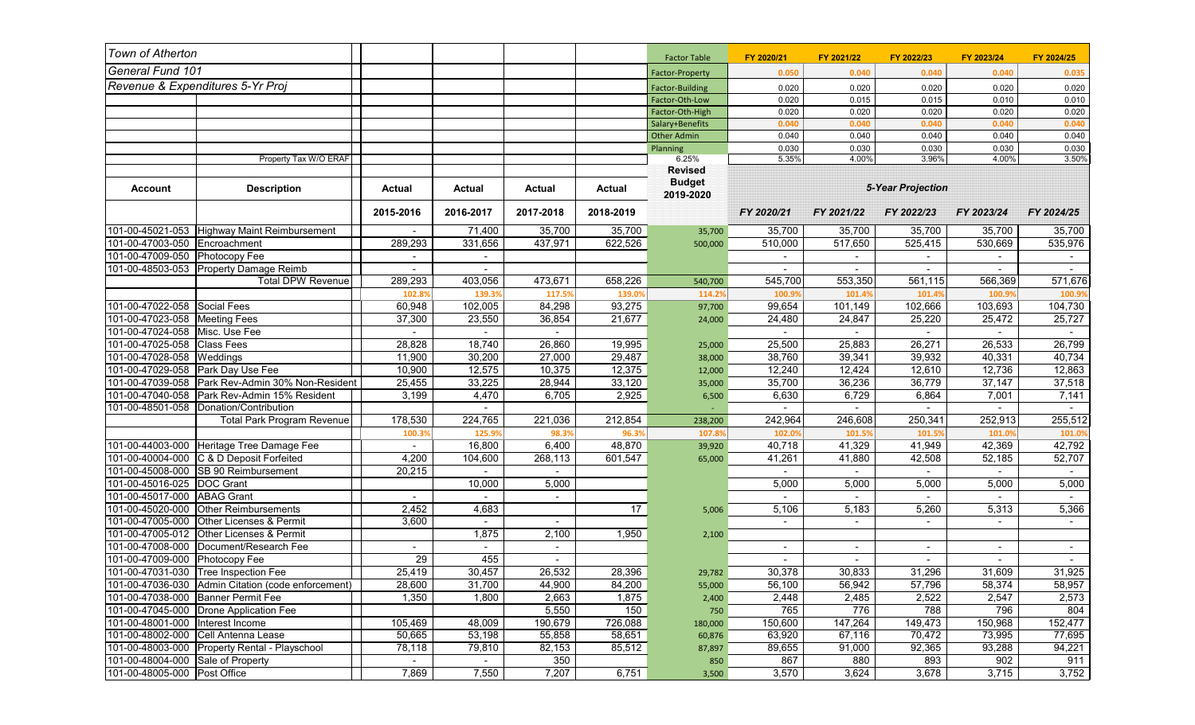| Town of Atherton | | | | | | Factor Table | FY 2020/21 | FY 2021/22 | FY 2022/23 | FY 2023/24 | FY 2024/25 |
|---|---|---|---|---|---|---|---|---|---|---|---|
| General Fund 101 | | | | | | Factor-Property | 0.050 | 0.040 | 0.040 | 0.040 | 0.035 |
| Revenue & Expenditures 5-Yr Proj | | | | | | Factor-Building | 0.020 | 0.020 | 0.020 | 0.020 | 0.020 |
| | | | | | | Factor-Oth-Low | 0.020 | 0.015 | 0.015 | 0.010 | 0.010 |
| | | | | | | Factor-Oth-High | 0.020 | 0.020 | 0.020 | 0.020 | 0.020 |
| | | | | | | Salary+Benefits | 0.040 | 0.040 | 0.040 | 0.040 | 0.040 |
| | | | | | | Other Admin | 0.040 | 0.040 | 0.040 | 0.040 | 0.040 |
| | | | | | | Planning | 0.030 | 0.030 | 0.030 | 0.030 | 0.030 |
| | Property Tax W/O ERAF | | | | | 6.25% | 5.35% | 4.00% | 3.96% | 4.00% | 3.50% |
| **Account** | **Description** | **Actual** | **Actual** | **Actual** | **Actual** | **Revised Budget 2019-2020** | ***5-Year Projection*** | | | | |
| | | **2015-2016** | **2016-2017** | **2017-2018** | **2018-2019** | | *FY 2020/21* | *FY 2021/22* | *FY 2022/23* | *FY 2023/24* | *FY 2024/25* |
| 101-00-45021-053 | Highway Maint Reimbursement | - | 71,400 | 35,700 | 35,700 | 35,700 | 35,700 | 35,700 | 35,700 | 35,700 | 35,700 |
| 101-00-47003-050 | Encroachment | 289,293 | 331,656 | 437,971 | 622,526 | 500,000 | 510,000 | 517,650 | 525,415 | 530,669 | 535,976 |
| 101-00-47009-050 | Photocopy Fee | - | - | | | | - | - | - | - | - |
| 101-00-48503-053 | Property Damage Reimb | - | - | | | | - | - | - | - | - |
| | Total DPW Revenue | 289,293 | 403,056 | 473,671 | 658,226 | 540,700 | 545,700 | 553,350 | 561,115 | 566,369 | 571,676 |
| | | 102.8% | 139.3% | 117.5% | 139.0% | 114.2% | 100.9% | 101.4% | 101.4% | 100.9% | 100.9% |
| 101-00-47022-058 | Social Fees | 60,948 | 102,005 | 84,298 | 93,275 | 97,700 | 99,654 | 101,149 | 102,666 | 103,693 | 104,730 |
| 101-00-47023-058 | Meeting Fees | 37,300 | 23,550 | 36,854 | 21,677 | 24,000 | 24,480 | 24,847 | 25,220 | 25,472 | 25,727 |
| 101-00-47024-058 | Misc. Use Fee | - | - | - | | | - | - | - | - | - |
| 101-00-47025-058 | Class Fees | 28,828 | 18,740 | 26,860 | 19,995 | 25,000 | 25,500 | 25,883 | 26,271 | 26,533 | 26,799 |
| 101-00-47028-058 | Weddings | 11,900 | 30,200 | 27,000 | 29,487 | 38,000 | 38,760 | 39,341 | 39,932 | 40,331 | 40,734 |
| 101-00-47029-058 | Park Day Use Fee | 10,900 | 12,575 | 10,375 | 12,375 | 12,000 | 12,240 | 12,424 | 12,610 | 12,736 | 12,863 |
| 101-00-47039-058 | Park Rev-Admin 30% Non-Resident | 25,455 | 33,225 | 28,944 | 33,120 | 35,000 | 35,700 | 36,236 | 36,779 | 37,147 | 37,518 |
| 101-00-47040-058 | Park Rev-Admin 15% Resident | 3,199 | 4,470 | 6,705 | 2,925 | 6,500 | 6,630 | 6,729 | 6,864 | 7,001 | 7,141 |
| 101-00-48501-058 | Donation/Contribution | | - | | | - | - | - | - | - | - |
| | Total Park Program Revenue | 178,530 | 224,765 | 221,036 | 212,854 | 238,200 | 242,964 | 246,608 | 250,341 | 252,913 | 255,512 |
| | | 100.3% | 125.9% | 98.3% | 96.3% | 107.8% | 102.0% | 101.5% | 101.5% | 101.0% | 101.0% |
| 101-00-44003-000 | Heritage Tree Damage Fee | - | 16,800 | 6,400 | 48,870 | 39,920 | 40,718 | 41,329 | 41,949 | 42,369 | 42,792 |
| 101-00-40004-000 | C & D Deposit Forfeited | 4,200 | 104,600 | 268,113 | 601,547 | 65,000 | 41,261 | 41,880 | 42,508 | 52,185 | 52,707 |
| 101-00-45008-000 | SB 90 Reimbursement | 20,215 | - | - | | | - | - | - | - | - |
| 101-00-45016-025 | DOC Grant | | 10,000 | 5,000 | | | 5,000 | 5,000 | 5,000 | 5,000 | 5,000 |
| 101-00-45017-000 | ABAG Grant | - | - | - | | | - | - | - | - | - |
| 101-00-45020-000 | Other Reimbursements | 2,452 | 4,683 | | 17 | 5,006 | 5,106 | 5,183 | 5,260 | 5,313 | 5,366 |
| 101-00-47005-000 | Other Licenses & Permit | 3,600 | - | - | | | - | - | - | - | - |
| 101-00-47005-012 | Other Licenses & Permit | | 1,875 | 2,100 | 1,950 | 2,100 | | | | | |
| 101-00-47008-000 | Document/Research Fee | - | - | - | | | - | - | - | - | - |
| 101-00-47009-000 | Photocopy Fee | 29 | 455 | - | | | - | - | - | - | - |
| 101-00-47031-030 | Tree Inspection Fee | 25,419 | 30,457 | 26,532 | 28,396 | 29,782 | 30,378 | 30,833 | 31,296 | 31,609 | 31,925 |
| 101-00-47036-030 | Admin Citation (code enforcement) | 28,600 | 31,700 | 44,900 | 84,200 | 55,000 | 56,100 | 56,942 | 57,796 | 58,374 | 58,957 |
| 101-00-47038-000 | Banner Permit Fee | 1,350 | 1,800 | 2,663 | 1,875 | 2,400 | 2,448 | 2,485 | 2,522 | 2,547 | 2,573 |
| 101-00-47045-000 | Drone Application Fee | | | 5,550 | 150 | 750 | 765 | 776 | 788 | 796 | 804 |
| 101-00-48001-000 | Interest Income | 105,469 | 48,009 | 190,679 | 726,088 | 180,000 | 150,600 | 147,264 | 149,473 | 150,968 | 152,477 |
| 101-00-48002-000 | Cell Antenna Lease | 50,665 | 53,198 | 55,858 | 58,651 | 60,876 | 63,920 | 67,116 | 70,472 | 73,995 | 77,695 |
| 101-00-48003-000 | Property Rental - Playschool | 78,118 | 79,810 | 82,153 | 85,512 | 87,897 | 89,655 | 91,000 | 92,365 | 93,288 | 94,221 |
| 101-00-48004-000 | Sale of Property | - | - | 350 | | 850 | 867 | 880 | 893 | 902 | 911 |
| 101-00-48005-000 | Post Office | 7,869 | 7,550 | 7,207 | 6,751 | 3,500 | 3,570 | 3,624 | 3,678 | 3,715 | 3,752 |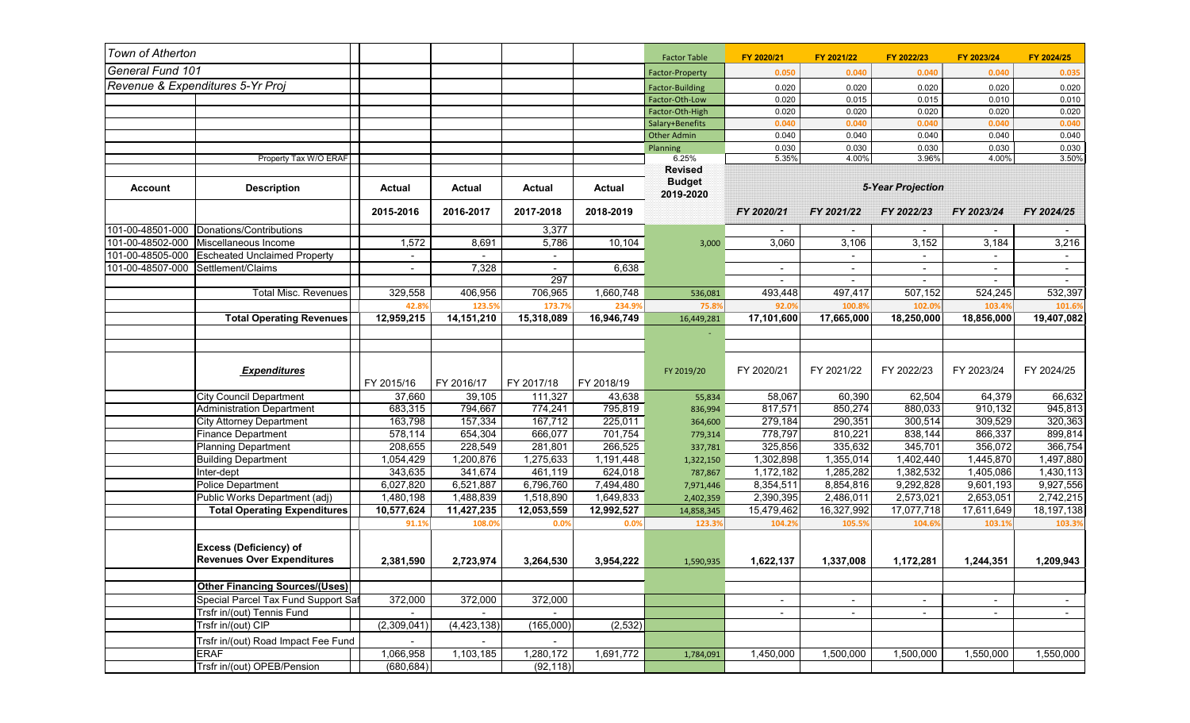| Town of Atherton | | | | | | Factor Table | FY 2020/21 | FY 2021/22 | FY 2022/23 | FY 2023/24 | FY 2024/25 |
|---|---|---|---|---|---|---|---|---|---|---|---|
| General Fund 101 | | | | | | Factor-Property | 0.050 | 0.040 | 0.040 | 0.040 | 0.035 |
| Revenue & Expenditures 5-Yr Proj | | | | | | Factor-Building | 0.020 | 0.020 | 0.020 | 0.020 | 0.020 |
| | | | | | | Factor-Oth-Low | 0.020 | 0.015 | 0.015 | 0.010 | 0.010 |
| | | | | | | Factor-Oth-High | 0.020 | 0.020 | 0.020 | 0.020 | 0.020 |
| | | | | | | Salary+Benefits | 0.040 | 0.040 | 0.040 | 0.040 | 0.040 |
| | | | | | | Other Admin | 0.040 | 0.040 | 0.040 | 0.040 | 0.040 |
| | | | | | | Planning | 0.030 | 0.030 | 0.030 | 0.030 | 0.030 |
| | Property Tax W/O ERAF | | | | | 6.25% | 5.35% | 4.00% | 3.96% | 4.00% | 3.50% |
| **Account** | **Description** | **Actual** | **Actual** | **Actual** | **Actual** | **Revised Budget 2019-2020** | ***5-Year Projection*** | | | | |
| | | **2015-2016** | **2016-2017** | **2017-2018** | **2018-2019** | | *FY 2020/21* | *FY 2021/22* | *FY 2022/23* | *FY 2023/24* | *FY 2024/25* |
| 101-00-48501-000 | Donations/Contributions | | | 3,377 | | | - | - | - | - | - |
| 101-00-48502-000 | Miscellaneous Income | 1,572 | 8,691 | 5,786 | 10,104 | 3,000 | 3,060 | 3,106 | 3,152 | 3,184 | 3,216 |
| 101-00-48505-000 | Escheated Unclaimed Property | - | - | - | | | | - | - | - | - |
| 101-00-48507-000 | Settlement/Claims | - | 7,328 | - | 6,638 | | - | - | - | - | - |
| | | | | 297 | | | - | - | - | - | - |
| | Total Misc. Revenues | 329,558 | 406,956 | 706,965 | 1,660,748 | 536,081 | 493,448 | 497,417 | 507,152 | 524,245 | 532,397 |
| | | 42.8% | 123.5% | 173.7% | 234.9% | 75.8% | 92.0% | 100.8% | 102.0% | 103.4% | 101.6% |
| | **Total Operating Revenues** | **12,959,215** | **14,151,210** | **15,318,089** | **16,946,749** | 16,449,281 | **17,101,600** | **17,665,000** | **18,250,000** | **18,856,000** | **19,407,082** |
| | | | | | | - | | | | | |
| | ***Expenditures*** | FY 2015/16 | FY 2016/17 | FY 2017/18 | FY 2018/19 | FY 2019/20 | FY 2020/21 | FY 2021/22 | FY 2022/23 | FY 2023/24 | FY 2024/25 |
| | City Council Department | 37,660 | 39,105 | 111,327 | 43,638 | 55,834 | 58,067 | 60,390 | 62,504 | 64,379 | 66,632 |
| | Administration Department | 683,315 | 794,667 | 774,241 | 795,819 | 836,994 | 817,571 | 850,274 | 880,033 | 910,132 | 945,813 |
| | City Attorney Department | 163,798 | 157,334 | 167,712 | 225,011 | 364,600 | 279,184 | 290,351 | 300,514 | 309,529 | 320,363 |
| | Finance Department | 578,114 | 654,304 | 666,077 | 701,754 | 779,314 | 778,797 | 810,221 | 838,144 | 866,337 | 899,814 |
| | Planning Department | 208,655 | 228,549 | 281,801 | 266,525 | 337,781 | 325,856 | 335,632 | 345,701 | 356,072 | 366,754 |
| | Building Department | 1,054,429 | 1,200,876 | 1,275,633 | 1,191,448 | 1,322,150 | 1,302,898 | 1,355,014 | 1,402,440 | 1,445,870 | 1,497,880 |
| | Inter-dept | 343,635 | 341,674 | 461,119 | 624,018 | 787,867 | 1,172,182 | 1,285,282 | 1,382,532 | 1,405,086 | 1,430,113 |
| | Police Department | 6,027,820 | 6,521,887 | 6,796,760 | 7,494,480 | 7,971,446 | 8,354,511 | 8,854,816 | 9,292,828 | 9,601,193 | 9,927,556 |
| | Public Works Department (adj) | 1,480,198 | 1,488,839 | 1,518,890 | 1,649,833 | 2,402,359 | 2,390,395 | 2,486,011 | 2,573,021 | 2,653,051 | 2,742,215 |
| | **Total Operating Expenditures** | **10,577,624** | **11,427,235** | **12,053,559** | **12,992,527** | 14,858,345 | 15,479,462 | 16,327,992 | 17,077,718 | 17,611,649 | 18,197,138 |
| | | 91.1% | 108.0% | 0.0% | 0.0% | 123.3% | 104.2% | 105.5% | 104.6% | 103.1% | 103.3% |
| | **Excess (Deficiency) of Revenues Over Expenditures** | **2,381,590** | **2,723,974** | **3,264,530** | **3,954,222** | 1,590,935 | **1,622,137** | **1,337,008** | **1,172,281** | **1,244,351** | **1,209,943** |
| | **Other Financing Sources/(Uses)** | | | | | | | | | | |
| | Special Parcel Tax Fund Support Saf | 372,000 | 372,000 | 372,000 | | | - | - | - | - | - |
| | Trsfr in/(out) Tennis Fund | - | - | - | | | - | - | - | - | - |
| | Trsfr in/(out) CIP | (2,309,041) | (4,423,138) | (165,000) | (2,532) | | | | | | |
| | Trsfr in/(out) Road Impact Fee Fund | - | - | - | | | | | | | |
| | ERAF | 1,066,958 | 1,103,185 | 1,280,172 | 1,691,772 | 1,784,091 | 1,450,000 | 1,500,000 | 1,500,000 | 1,550,000 | 1,550,000 |
| | Trsfr in/(out) OPEB/Pension | (680,684) | | (92,118) | | | | | | | |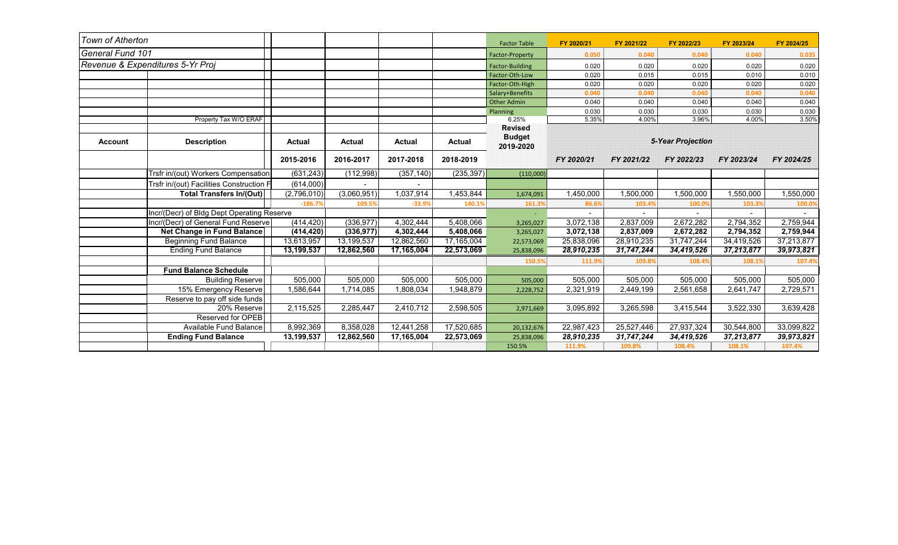| Town of Atherton | | | | | | Factor Table | FY 2020/21 | FY 2021/22 | FY 2022/23 | FY 2023/24 | FY 2024/25 |
|---|---|---|---|---|---|---|---|---|---|---|---|
| General Fund 101 | | | | | | Factor-Property | 0.050 | 0.040 | 0.040 | 0.040 | 0.035 |
| Revenue & Expenditures 5-Yr Proj | | | | | | Factor-Building | 0.020 | 0.020 | 0.020 | 0.020 | 0.020 |
| | | | | | | Factor-Oth-Low | 0.020 | 0.015 | 0.015 | 0.010 | 0.010 |
| | | | | | | Factor-Oth-High | 0.020 | 0.020 | 0.020 | 0.020 | 0.020 |
| | | | | | | Salary+Benefits | 0.040 | 0.040 | 0.040 | 0.040 | 0.040 |
| | | | | | | Other Admin | 0.040 | 0.040 | 0.040 | 0.040 | 0.040 |
| | | | | | | Planning | 0.030 | 0.030 | 0.030 | 0.030 | 0.030 |
| | Property Tax W/O ERAF | | | | | 6.25% | 5.35% | 4.00% | 3.96% | 4.00% | 3.50% |
| **Account** | **Description** | **Actual** | **Actual** | **Actual** | **Actual** | **Revised Budget 2019-2020** | ***5-Year Projection*** | | | | |
| | | **2015-2016** | **2016-2017** | **2017-2018** | **2018-2019** | | ***FY 2020/21*** | ***FY 2021/22*** | ***FY 2022/23*** | ***FY 2023/24*** | ***FY 2024/25*** |
| | Trsfr in/(out) Workers Compensation | (631,243) | (112,998) | (357,140) | (235,397) | (110,000) | | | | | |
| | Trsfr in/(out) Facilities Construction F | (614,000) | - | - | | | | | | | |
| | **Total Transfers In/(Out)** | (2,796,010) | (3,060,951) | 1,037,914 | 1,453,844 | 1,674,091 | 1,450,000 | 1,500,000 | 1,500,000 | 1,550,000 | 1,550,000 |
| | | -186.7% | 109.5% | -33.9% | 140.1% | 161.3% | 86.6% | 103.4% | 100.0% | 103.3% | 100.0% |
| | Incr/(Decr) of Bldg Dept Operating Reserve | | | | | - | - | - | - | - | - |
| | Incr/(Decr) of General Fund Reserve | (414,420) | (336,977) | 4,302,444 | 5,408,066 | 3,265,027 | 3,072,138 | 2,837,009 | 2,672,282 | 2,794,352 | 2,759,944 |
| | **Net Change in Fund Balance** | **(414,420)** | **(336,977)** | **4,302,444** | **5,408,066** | 3,265,027 | **3,072,138** | **2,837,009** | **2,672,282** | **2,794,352** | **2,759,944** |
| | Beginning Fund Balance | 13,613,957 | 13,199,537 | 12,862,560 | 17,165,004 | 22,573,069 | 25,838,096 | 28,910,235 | 31,747,244 | 34,419,526 | 37,213,877 |
| | Ending Fund Balance | **13,199,537** | **12,862,560** | **17,165,004** | **22,573,069** | 25,838,096 | ***28,910,235*** | ***31,747,244*** | ***34,419,526*** | ***37,213,877*** | ***39,973,821*** |
| | | | | | | 150.5% | 111.9% | 109.8% | 108.4% | 108.1% | 107.4% |
| | **Fund Balance Schedule** | | | | | | | | | | |
| | Building Reserve | 505,000 | 505,000 | 505,000 | 505,000 | 505,000 | 505,000 | 505,000 | 505,000 | 505,000 | 505,000 |
| | 15% Emergency Reserve | 1,586,644 | 1,714,085 | 1,808,034 | 1,948,879 | 2,228,752 | 2,321,919 | 2,449,199 | 2,561,658 | 2,641,747 | 2,729,571 |
| | Reserve to pay off side funds | | | | | | | | | | |
| | 20% Reserve | 2,115,525 | 2,285,447 | 2,410,712 | 2,598,505 | 2,971,669 | 3,095,892 | 3,265,598 | 3,415,544 | 3,522,330 | 3,639,428 |
| | Reserved for OPEB | | | | | | | | | | |
| | Available Fund Balance | 8,992,369 | 8,358,028 | 12,441,258 | 17,520,685 | 20,132,676 | 22,987,423 | 25,527,446 | 27,937,324 | 30,544,800 | 33,099,822 |
| | **Ending Fund Balance** | **13,199,537** | **12,862,560** | **17,165,004** | **22,573,069** | 25,838,096 | ***28,910,235*** | ***31,747,244*** | ***34,419,526*** | ***37,213,877*** | ***39,973,821*** |
| | | | | | | 150.5% | 111.9% | 109.8% | 108.4% | 108.1% | 107.4% |